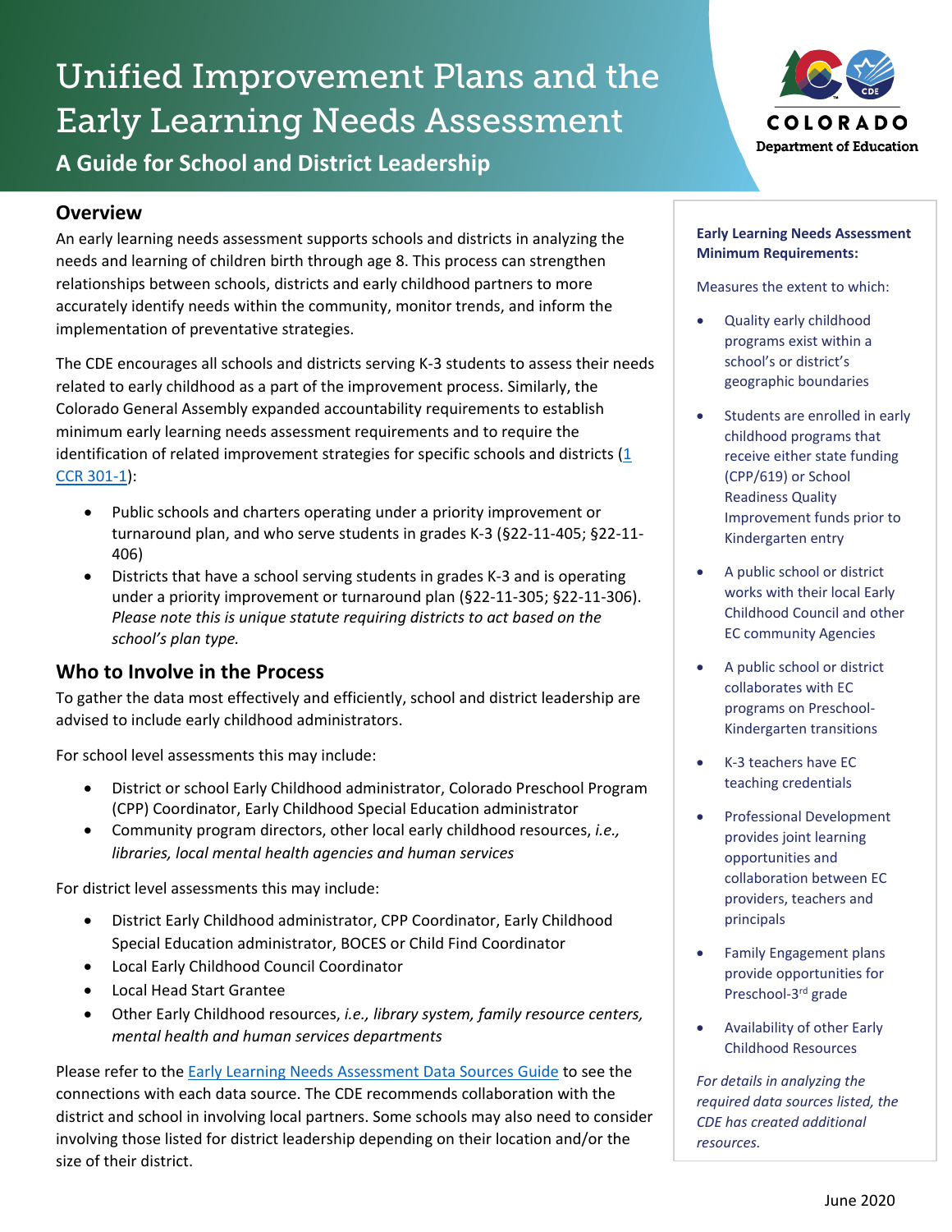# Unified Improvement Plans and the Early Learning Needs Assessment

## A Guide for School and District Leadership

## Overview

An early learning needs assessment supports schools and districts in analyzing the needs and learning of children birth through age 8. This process can strengthen relationships between schools, districts and early childhood partners to more accurately identify needs within the community, monitor trends, and inform the implementation of preventative strategies.

The CDE encourages all schools and districts serving K-3 students to assess their needs related to early childhood as a part of the improvement process. Similarly, the Colorado General Assembly expanded accountability requirements to establish minimum early learning needs assessment requirements and to require the identification of related improvement strategies for specific schools and districts ([1 CCR 301-1]()):

- Public schools and charters operating under a priority improvement or turnaround plan, and who serve students in grades K-3 (§22-11-405; §22-11-406)
- Districts that have a school serving students in grades K-3 and is operating under a priority improvement or turnaround plan (§22-11-305; §22-11-306). *Please note this is unique statute requiring districts to act based on the school's plan type.*

## Who to Involve in the Process

To gather the data most effectively and efficiently, school and district leadership are advised to include early childhood administrators.

For school level assessments this may include:

- District or school Early Childhood administrator, Colorado Preschool Program (CPP) Coordinator, Early Childhood Special Education administrator
- Community program directors, other local early childhood resources, *i.e., libraries, local mental health agencies and human services*

For district level assessments this may include:

- District Early Childhood administrator, CPP Coordinator, Early Childhood Special Education administrator, BOCES or Child Find Coordinator
- Local Early Childhood Council Coordinator
- Local Head Start Grantee
- Other Early Childhood resources, *i.e., library system, family resource centers, mental health and human services departments*

Please refer to the [Early Learning Needs Assessment Data Sources Guide]() to see the connections with each data source. The CDE recommends collaboration with the district and school in involving local partners. Some schools may also need to consider involving those listed for district leadership depending on their location and/or the size of their district.

**Early Learning Needs Assessment Minimum Requirements:**

Measures the extent to which:

- Quality early childhood programs exist within a school's or district's geographic boundaries
- Students are enrolled in early childhood programs that receive either state funding (CPP/619) or School Readiness Quality Improvement funds prior to Kindergarten entry
- A public school or district works with their local Early Childhood Council and other EC community Agencies
- A public school or district collaborates with EC programs on Preschool-Kindergarten transitions
- K-3 teachers have EC teaching credentials
- Professional Development provides joint learning opportunities and collaboration between EC providers, teachers and principals
- Family Engagement plans provide opportunities for Preschool-3rd grade
- Availability of other Early Childhood Resources

*For details in analyzing the required data sources listed, the CDE has created additional resources.*

June 2020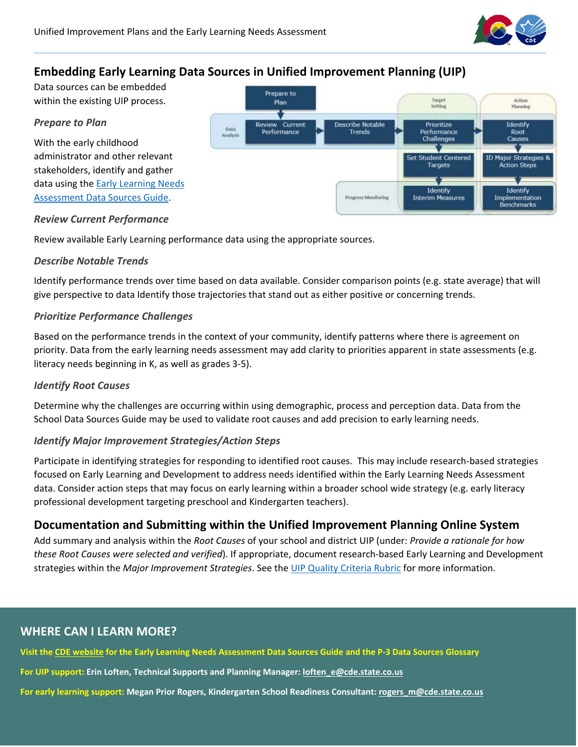## Embedding Early Learning Data Sources in Unified Improvement Planning (UIP)

Data sources can be embedded within the existing UIP process.

Prepare to Plan

Data Analysis

Review Current Performance

Describe Notable Trends

Target Setting

Prioritize Performance Challenges

Set Student Centered Targets

Action Planning

Identify Root Causes

ID Major Strategies & Action Steps

Progress Monitoring

Identify Interim Measures

Identify Implementation Benchmarks

### *Prepare to Plan*

With the early childhood administrator and other relevant stakeholders, identify and gather data using the Early Learning Needs Assessment Data Sources Guide.

### *Review Current Performance*

Review available Early Learning performance data using the appropriate sources.

### *Describe Notable Trends*

Identify performance trends over time based on data available. Consider comparison points (e.g. state average) that will give perspective to data Identify those trajectories that stand out as either positive or concerning trends.

### *Prioritize Performance Challenges*

Based on the performance trends in the context of your community, identify patterns where there is agreement on priority. Data from the early learning needs assessment may add clarity to priorities apparent in state assessments (e.g. literacy needs beginning in K, as well as grades 3-5).

### *Identify Root Causes*

Determine why the challenges are occurring within using demographic, process and perception data. Data from the School Data Sources Guide may be used to validate root causes and add precision to early learning needs.

### *Identify Major Improvement Strategies/Action Steps*

Participate in identifying strategies for responding to identified root causes. This may include research-based strategies focused on Early Learning and Development to address needs identified within the Early Learning Needs Assessment data. Consider action steps that may focus on early learning within a broader school wide strategy (e.g. early literacy professional development targeting preschool and Kindergarten teachers).

## Documentation and Submitting within the Unified Improvement Planning Online System

Add summary and analysis within the *Root Causes* of your school and district UIP (under: *Provide a rationale for how these Root Causes were selected and verified*). If appropriate, document research-based Early Learning and Development strategies within the *Major Improvement Strategies*. See the UIP Quality Criteria Rubric for more information.

## WHERE CAN I LEARN MORE?

**Visit the CDE website for the Early Learning Needs Assessment Data Sources Guide and the P-3 Data Sources Glossary**

**For UIP support: Erin Loften, Technical Supports and Planning Manager: loften_e@cde.state.co.us**

**For early learning support: Megan Prior Rogers, Kindergarten School Readiness Consultant: rogers_m@cde.state.co.us**